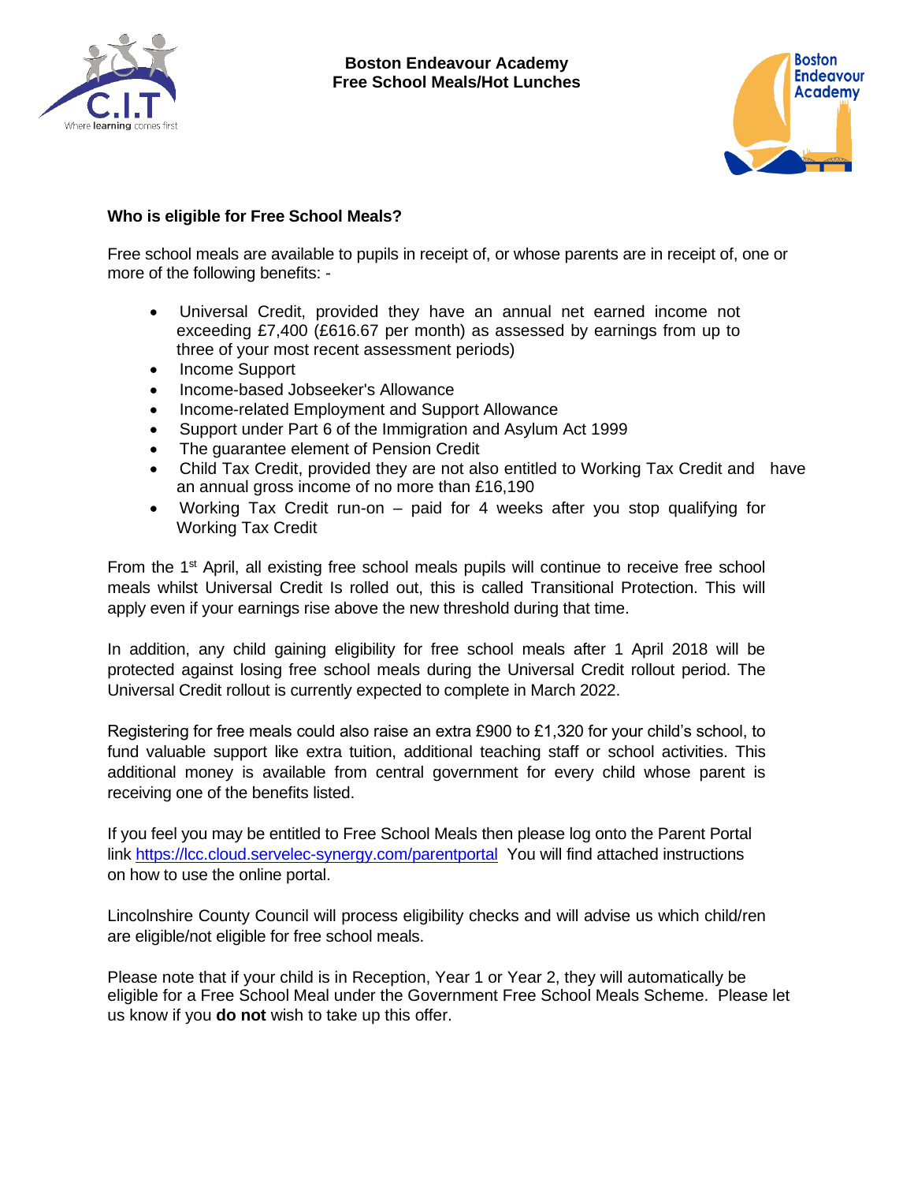# Boston Endeavour Academy
# Free School Meals/Hot Lunches

### Who is eligible for Free School Meals?

Free school meals are available to pupils in receipt of, or whose parents are in receipt of, one or more of the following benefits: -

- Universal Credit, provided they have an annual net earned income not exceeding £7,400 (£616.67 per month) as assessed by earnings from up to three of your most recent assessment periods)
- Income Support
- Income-based Jobseeker's Allowance
- Income-related Employment and Support Allowance
- Support under Part 6 of the Immigration and Asylum Act 1999
- The guarantee element of Pension Credit
- Child Tax Credit, provided they are not also entitled to Working Tax Credit and have an annual gross income of no more than £16,190
- Working Tax Credit run-on – paid for 4 weeks after you stop qualifying for Working Tax Credit

From the 1st April, all existing free school meals pupils will continue to receive free school meals whilst Universal Credit Is rolled out, this is called Transitional Protection. This will apply even if your earnings rise above the new threshold during that time.

In addition, any child gaining eligibility for free school meals after 1 April 2018 will be protected against losing free school meals during the Universal Credit rollout period. The Universal Credit rollout is currently expected to complete in March 2022.

Registering for free meals could also raise an extra £900 to £1,320 for your child's school, to fund valuable support like extra tuition, additional teaching staff or school activities. This additional money is available from central government for every child whose parent is receiving one of the benefits listed.

If you feel you may be entitled to Free School Meals then please log onto the Parent Portal link https://lcc.cloud.servelec-synergy.com/parentportal You will find attached instructions on how to use the online portal.

Lincolnshire County Council will process eligibility checks and will advise us which child/ren are eligible/not eligible for free school meals.

Please note that if your child is in Reception, Year 1 or Year 2, they will automatically be eligible for a Free School Meal under the Government Free School Meals Scheme. Please let us know if you **do not** wish to take up this offer.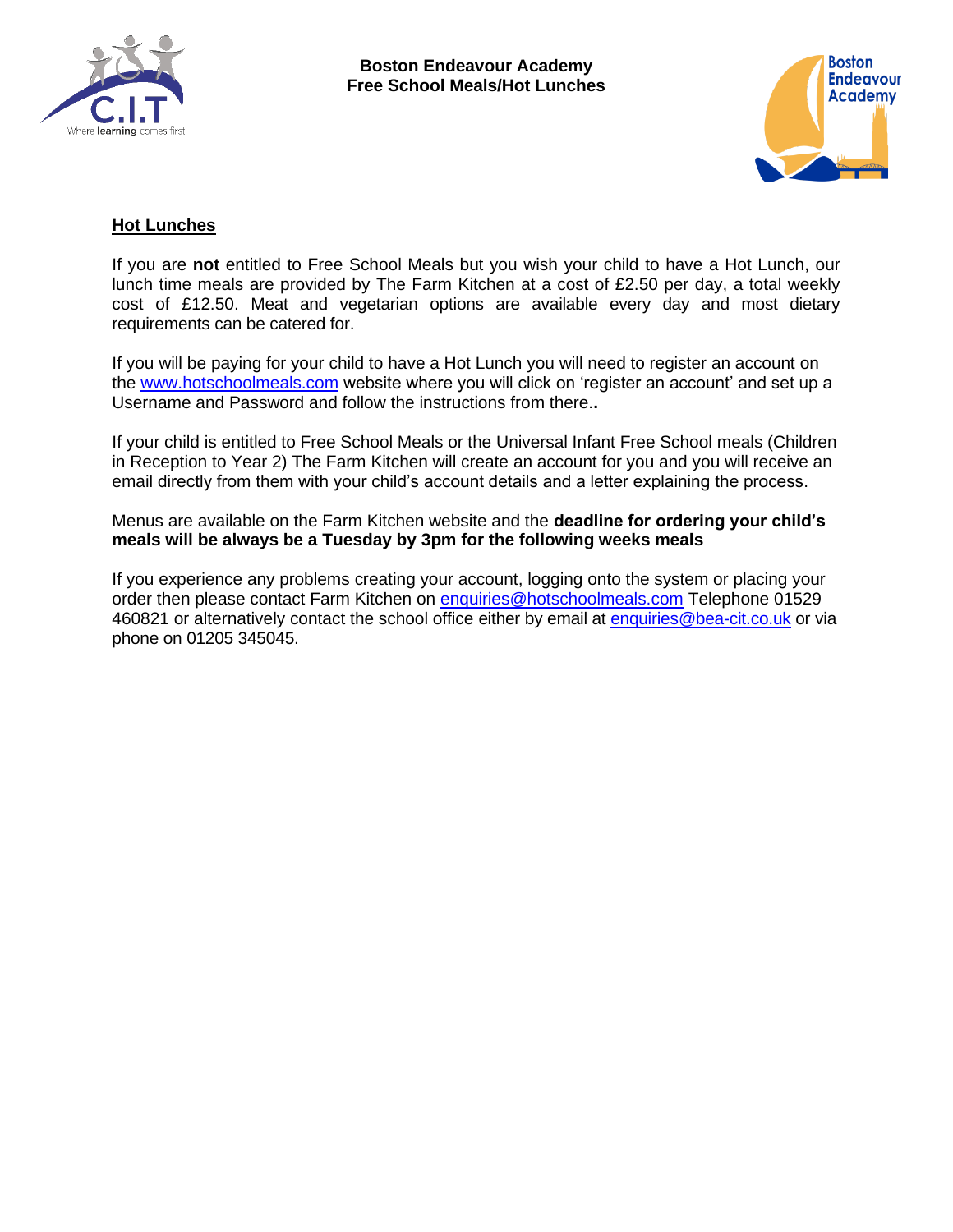**Boston Endeavour Academy**
**Free School Meals/Hot Lunches**

## Hot Lunches

If you are **not** entitled to Free School Meals but you wish your child to have a Hot Lunch, our lunch time meals are provided by The Farm Kitchen at a cost of £2.50 per day, a total weekly cost of £12.50. Meat and vegetarian options are available every day and most dietary requirements can be catered for.

If you will be paying for your child to have a Hot Lunch you will need to register an account on the www.hotschoolmeals.com website where you will click on 'register an account' and set up a Username and Password and follow the instructions from there..

If your child is entitled to Free School Meals or the Universal Infant Free School meals (Children in Reception to Year 2) The Farm Kitchen will create an account for you and you will receive an email directly from them with your child's account details and a letter explaining the process.

Menus are available on the Farm Kitchen website and the **deadline for ordering your child's meals will be always be a Tuesday by 3pm for the following weeks meals**

If you experience any problems creating your account, logging onto the system or placing your order then please contact Farm Kitchen on enquiries@hotschoolmeals.com Telephone 01529 460821 or alternatively contact the school office either by email at enquiries@bea-cit.co.uk or via phone on 01205 345045.